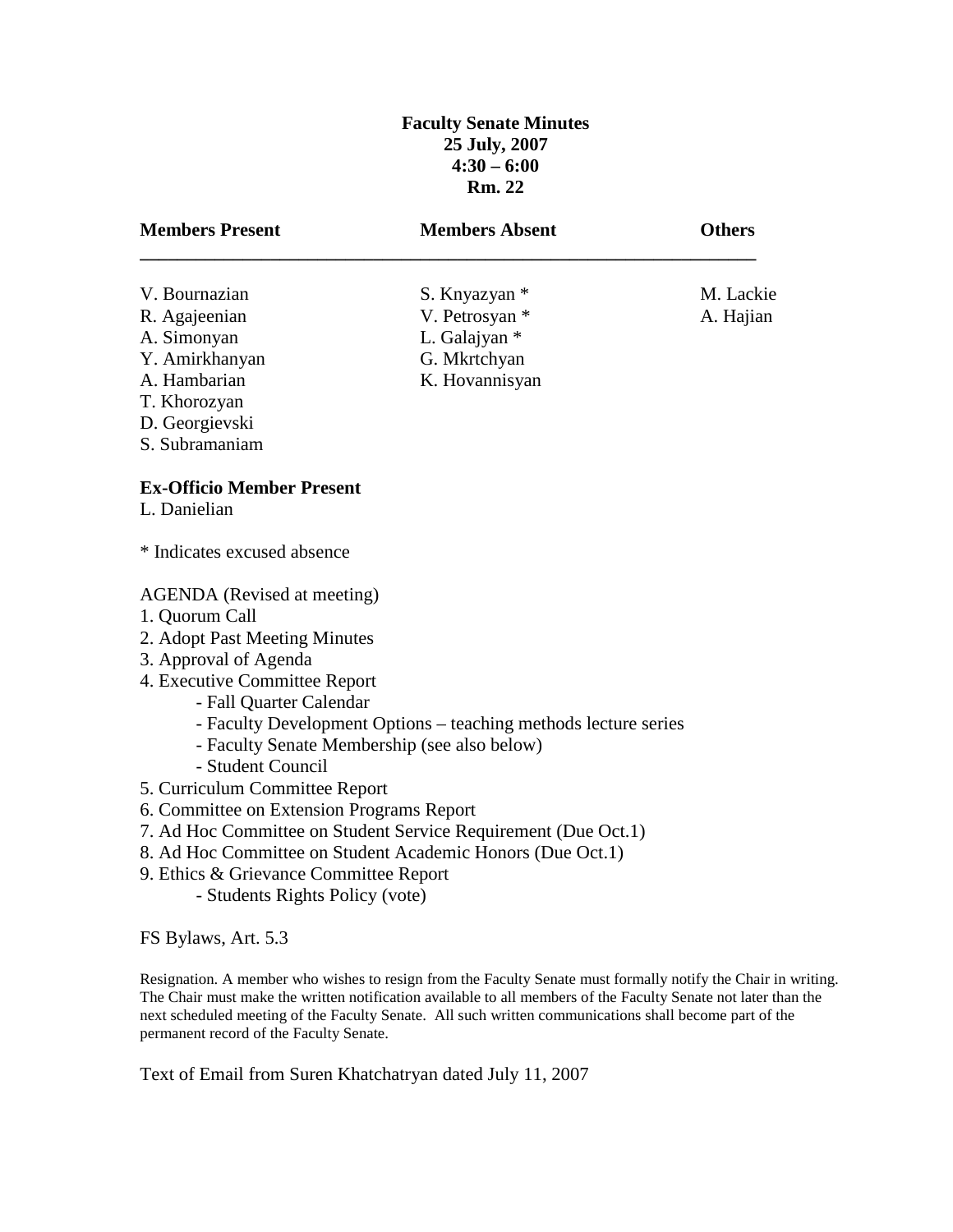**Faculty Senate Minutes**
**25 July, 2007**
**4:30 – 6:00**
**Rm. 22**

| **Members Present** | **Members Absent** | **Others** |
|---|---|---|
| V. Bournazian | S. Knyazyan * | M. Lackie |
| R. Agajeenian | V. Petrosyan * | A. Hajian |
| A. Simonyan | L. Galajyan * | |
| Y. Amirkhanyan | G. Mkrtchyan | |
| A. Hambarian | K. Hovannisyan | |
| T. Khorozyan | | |
| D. Georgievski | | |
| S. Subramaniam | | |

**Ex-Officio Member Present**

L. Danielian

* Indicates excused absence

AGENDA (Revised at meeting)

1. Quorum Call
2. Adopt Past Meeting Minutes
3. Approval of Agenda
4. Executive Committee Report
   - Fall Quarter Calendar
   - Faculty Development Options – teaching methods lecture series
   - Faculty Senate Membership (see also below)
   - Student Council
5. Curriculum Committee Report
6. Committee on Extension Programs Report
7. Ad Hoc Committee on Student Service Requirement (Due Oct.1)
8. Ad Hoc Committee on Student Academic Honors (Due Oct.1)
9. Ethics & Grievance Committee Report
   - Students Rights Policy (vote)

FS Bylaws, Art. 5.3

Resignation. A member who wishes to resign from the Faculty Senate must formally notify the Chair in writing. The Chair must make the written notification available to all members of the Faculty Senate not later than the next scheduled meeting of the Faculty Senate. All such written communications shall become part of the permanent record of the Faculty Senate.

Text of Email from Suren Khatchatryan dated July 11, 2007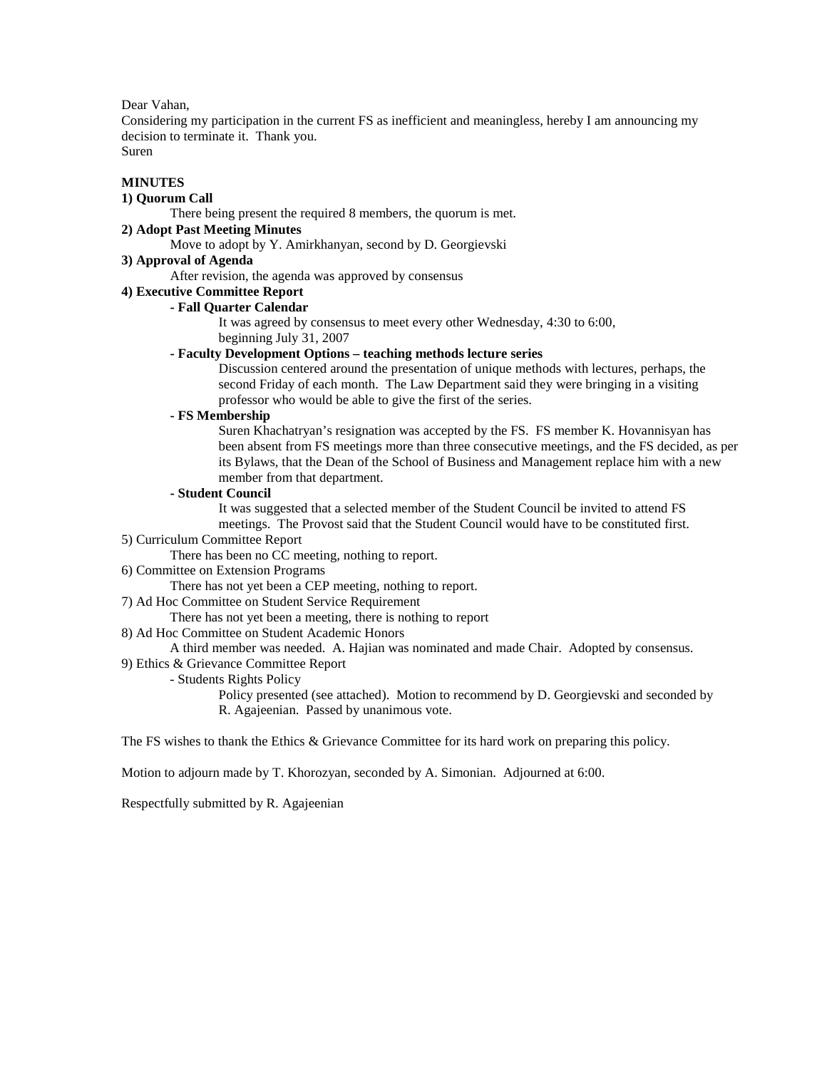Dear Vahan,

Considering my participation in the current FS as inefficient and meaningless, hereby I am announcing my decision to terminate it. Thank you.

Suren

**MINUTES**

**1) Quorum Call**

There being present the required 8 members, the quorum is met.

**2) Adopt Past Meeting Minutes**

Move to adopt by Y. Amirkhanyan, second by D. Georgievski

**3) Approval of Agenda**

After revision, the agenda was approved by consensus

**4) Executive Committee Report**

**- Fall Quarter Calendar**

It was agreed by consensus to meet every other Wednesday, 4:30 to 6:00, beginning July 31, 2007

**- Faculty Development Options – teaching methods lecture series**

Discussion centered around the presentation of unique methods with lectures, perhaps, the second Friday of each month. The Law Department said they were bringing in a visiting professor who would be able to give the first of the series.

**- FS Membership**

Suren Khachatryan's resignation was accepted by the FS. FS member K. Hovannisyan has been absent from FS meetings more than three consecutive meetings, and the FS decided, as per its Bylaws, that the Dean of the School of Business and Management replace him with a new member from that department.

**- Student Council**

It was suggested that a selected member of the Student Council be invited to attend FS meetings. The Provost said that the Student Council would have to be constituted first.

5) Curriculum Committee Report

There has been no CC meeting, nothing to report.

6) Committee on Extension Programs

There has not yet been a CEP meeting, nothing to report.

7) Ad Hoc Committee on Student Service Requirement

There has not yet been a meeting, there is nothing to report

8) Ad Hoc Committee on Student Academic Honors

A third member was needed. A. Hajian was nominated and made Chair. Adopted by consensus.

9) Ethics & Grievance Committee Report

- Students Rights Policy

Policy presented (see attached). Motion to recommend by D. Georgievski and seconded by R. Agajeenian. Passed by unanimous vote.

The FS wishes to thank the Ethics & Grievance Committee for its hard work on preparing this policy.

Motion to adjourn made by T. Khorozyan, seconded by A. Simonian. Adjourned at 6:00.

Respectfully submitted by R. Agajeenian